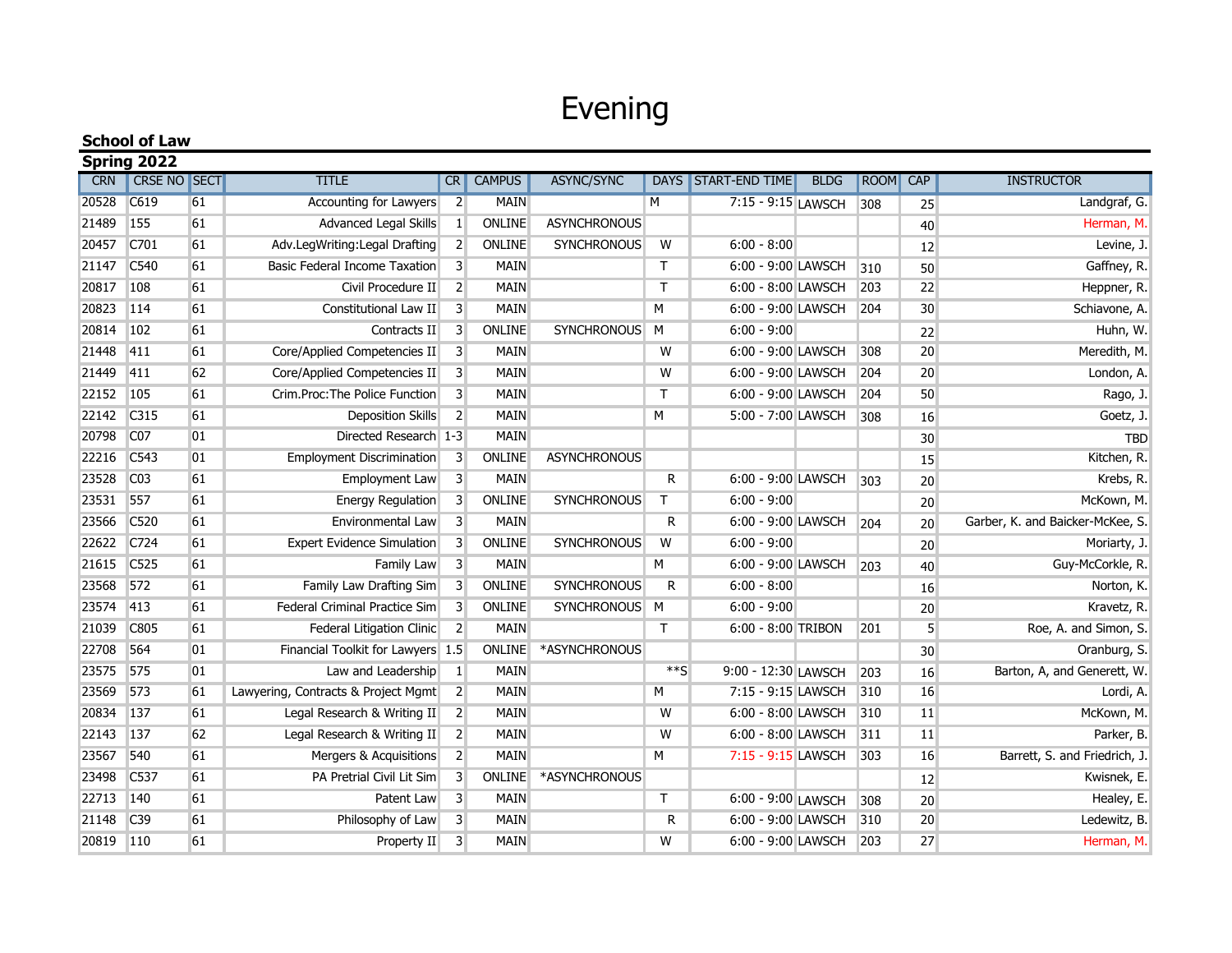# Evening

**School of Law**

**Spring 2022**

| CRN | CRSE NO | SECT | TITLE | CR | CAMPUS | ASYNC/SYNC | DAYS | START-END TIME | BLDG | ROOM | CAP | INSTRUCTOR |
|---|---|---|---|---|---|---|---|---|---|---|---|---|
| 20528 | C619 | 61 | Accounting for Lawyers | 2 | MAIN | | M | 7:15 - 9:15 | LAWSCH | 308 | 25 | Landgraf, G. |
| 21489 | 155 | 61 | Advanced Legal Skills | 1 | ONLINE | ASYNCHRONOUS | | | | | 40 | Herman, M. |
| 20457 | C701 | 61 | Adv.LegWriting:Legal Drafting | 2 | ONLINE | SYNCHRONOUS | W | 6:00 - 8:00 | | | 12 | Levine, J. |
| 21147 | C540 | 61 | Basic Federal Income Taxation | 3 | MAIN | | T | 6:00 - 9:00 | LAWSCH | 310 | 50 | Gaffney, R. |
| 20817 | 108 | 61 | Civil Procedure II | 2 | MAIN | | T | 6:00 - 8:00 | LAWSCH | 203 | 22 | Heppner, R. |
| 20823 | 114 | 61 | Constitutional Law II | 3 | MAIN | | M | 6:00 - 9:00 | LAWSCH | 204 | 30 | Schiavone, A. |
| 20814 | 102 | 61 | Contracts II | 3 | ONLINE | SYNCHRONOUS | M | 6:00 - 9:00 | | | 22 | Huhn, W. |
| 21448 | 411 | 61 | Core/Applied Competencies II | 3 | MAIN | | W | 6:00 - 9:00 | LAWSCH | 308 | 20 | Meredith, M. |
| 21449 | 411 | 62 | Core/Applied Competencies II | 3 | MAIN | | W | 6:00 - 9:00 | LAWSCH | 204 | 20 | London, A. |
| 22152 | 105 | 61 | Crim.Proc:The Police Function | 3 | MAIN | | T | 6:00 - 9:00 | LAWSCH | 204 | 50 | Rago, J. |
| 22142 | C315 | 61 | Deposition Skills | 2 | MAIN | | M | 5:00 - 7:00 | LAWSCH | 308 | 16 | Goetz, J. |
| 20798 | C07 | 01 | Directed Research | 1-3 | MAIN | | | | | | 30 | TBD |
| 22216 | C543 | 01 | Employment Discrimination | 3 | ONLINE | ASYNCHRONOUS | | | | | 15 | Kitchen, R. |
| 23528 | C03 | 61 | Employment Law | 3 | MAIN | | R | 6:00 - 9:00 | LAWSCH | 303 | 20 | Krebs, R. |
| 23531 | 557 | 61 | Energy Regulation | 3 | ONLINE | SYNCHRONOUS | T | 6:00 - 9:00 | | | 20 | McKown, M. |
| 23566 | C520 | 61 | Environmental Law | 3 | MAIN | | R | 6:00 - 9:00 | LAWSCH | 204 | 20 | Garber, K. and Baicker-McKee, S. |
| 22622 | C724 | 61 | Expert Evidence Simulation | 3 | ONLINE | SYNCHRONOUS | W | 6:00 - 9:00 | | | 20 | Moriarty, J. |
| 21615 | C525 | 61 | Family Law | 3 | MAIN | | M | 6:00 - 9:00 | LAWSCH | 203 | 40 | Guy-McCorkle, R. |
| 23568 | 572 | 61 | Family Law Drafting Sim | 3 | ONLINE | SYNCHRONOUS | R | 6:00 - 8:00 | | | 16 | Norton, K. |
| 23574 | 413 | 61 | Federal Criminal Practice Sim | 3 | ONLINE | SYNCHRONOUS | M | 6:00 - 9:00 | | | 20 | Kravetz, R. |
| 21039 | C805 | 61 | Federal Litigation Clinic | 2 | MAIN | | T | 6:00 - 8:00 | TRIBON | 201 | 5 | Roe, A. and Simon, S. |
| 22708 | 564 | 01 | Financial Toolkit for Lawyers | 1.5 | ONLINE | *ASYNCHRONOUS | | | | | 30 | Oranburg, S. |
| 23575 | 575 | 01 | Law and Leadership | 1 | MAIN | | **S | 9:00 - 12:30 | LAWSCH | 203 | 16 | Barton, A, and Generett, W. |
| 23569 | 573 | 61 | Lawyering, Contracts & Project Mgmt | 2 | MAIN | | M | 7:15 - 9:15 | LAWSCH | 310 | 16 | Lordi, A. |
| 20834 | 137 | 61 | Legal Research & Writing II | 2 | MAIN | | W | 6:00 - 8:00 | LAWSCH | 310 | 11 | McKown, M. |
| 22143 | 137 | 62 | Legal Research & Writing II | 2 | MAIN | | W | 6:00 - 8:00 | LAWSCH | 311 | 11 | Parker, B. |
| 23567 | 540 | 61 | Mergers & Acquisitions | 2 | MAIN | | M | 7:15 - 9:15 | LAWSCH | 303 | 16 | Barrett, S. and Friedrich, J. |
| 23498 | C537 | 61 | PA Pretrial Civil Lit Sim | 3 | ONLINE | *ASYNCHRONOUS | | | | | 12 | Kwisnek, E. |
| 22713 | 140 | 61 | Patent Law | 3 | MAIN | | T | 6:00 - 9:00 | LAWSCH | 308 | 20 | Healey, E. |
| 21148 | C39 | 61 | Philosophy of Law | 3 | MAIN | | R | 6:00 - 9:00 | LAWSCH | 310 | 20 | Ledewitz, B. |
| 20819 | 110 | 61 | Property II | 3 | MAIN | | W | 6:00 - 9:00 | LAWSCH | 203 | 27 | Herman, M. |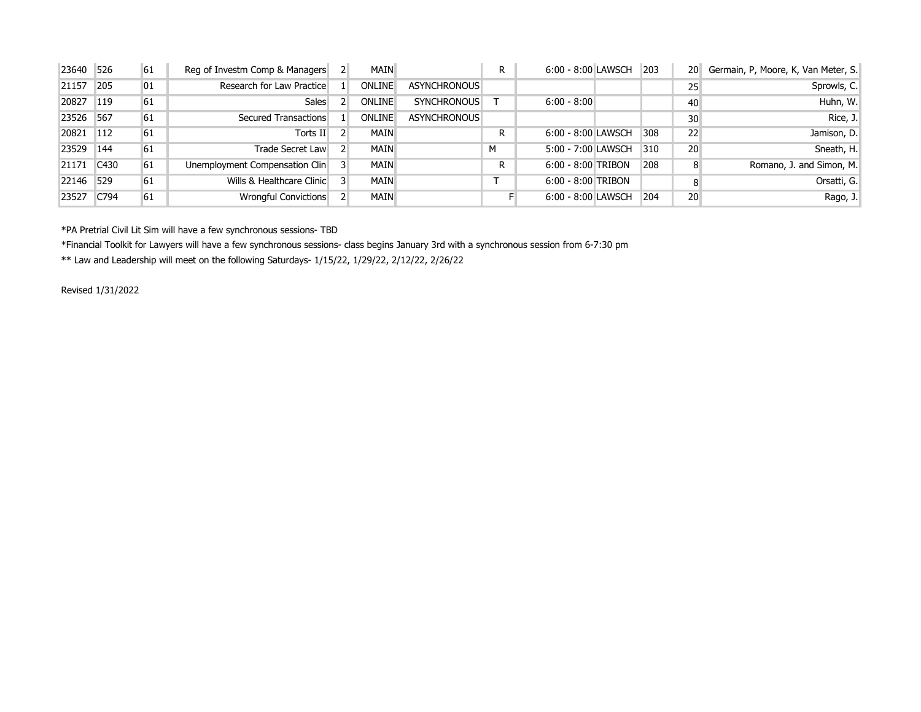| | | | | | | | | | | | | |
|---|---|---|---|---|---|---|---|---|---|---|---|---|
| 23640 | 526 | 61 | Reg of Investm Comp & Managers | 2 | MAIN | | R | 6:00 - 8:00 | LAWSCH | 203 | 20 | Germain, P, Moore, K, Van Meter, S. |
| 21157 | 205 | 01 | Research for Law Practice | 1 | ONLINE | ASYNCHRONOUS | | | | | 25 | Sprowls, C. |
| 20827 | 119 | 61 | Sales | 2 | ONLINE | SYNCHRONOUS | T | 6:00 - 8:00 | | | 40 | Huhn, W. |
| 23526 | 567 | 61 | Secured Transactions | 1 | ONLINE | ASYNCHRONOUS | | | | | 30 | Rice, J. |
| 20821 | 112 | 61 | Torts II | 2 | MAIN | | R | 6:00 - 8:00 | LAWSCH | 308 | 22 | Jamison, D. |
| 23529 | 144 | 61 | Trade Secret Law | 2 | MAIN | | M | 5:00 - 7:00 | LAWSCH | 310 | 20 | Sneath, H. |
| 21171 | C430 | 61 | Unemployment Compensation Clin | 3 | MAIN | | R | 6:00 - 8:00 | TRIBON | 208 | 8 | Romano, J. and Simon, M. |
| 22146 | 529 | 61 | Wills & Healthcare Clinic | 3 | MAIN | | T | 6:00 - 8:00 | TRIBON | | 8 | Orsatti, G. |
| 23527 | C794 | 61 | Wrongful Convictions | 2 | MAIN | | F | 6:00 - 8:00 | LAWSCH | 204 | 20 | Rago, J. |

*PA Pretrial Civil Lit Sim will have a few synchronous sessions- TBD

*Financial Toolkit for Lawyers will have a few synchronous sessions- class begins January 3rd with a synchronous session from 6-7:30 pm

** Law and Leadership will meet on the following Saturdays- 1/15/22, 1/29/22, 2/12/22, 2/26/22

Revised 1/31/2022